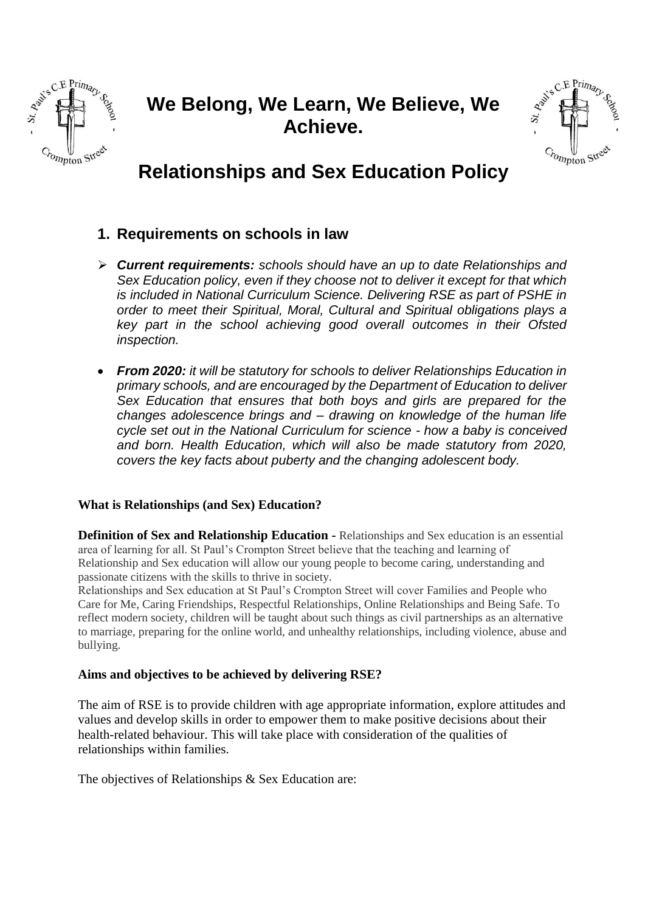# We Belong, We Learn, We Believe, We Achieve.

# Relationships and Sex Education Policy

## 1. Requirements on schools in law

- ***Current requirements:*** *schools should have an up to date Relationships and Sex Education policy, even if they choose not to deliver it except for that which is included in National Curriculum Science. Delivering RSE as part of PSHE in order to meet their Spiritual, Moral, Cultural and Spiritual obligations plays a key part in the school achieving good overall outcomes in their Ofsted inspection.*

- ***From 2020:*** *it will be statutory for schools to deliver Relationships Education in primary schools, and are encouraged by the Department of Education to deliver Sex Education that ensures that both boys and girls are prepared for the changes adolescence brings and – drawing on knowledge of the human life cycle set out in the National Curriculum for science - how a baby is conceived and born. Health Education, which will also be made statutory from 2020, covers the key facts about puberty and the changing adolescent body.*

### What is Relationships (and Sex) Education?

**Definition of Sex and Relationship Education -** Relationships and Sex education is an essential area of learning for all. St Paul's Crompton Street believe that the teaching and learning of Relationship and Sex education will allow our young people to become caring, understanding and passionate citizens with the skills to thrive in society.

Relationships and Sex education at St Paul's Crompton Street will cover Families and People who Care for Me, Caring Friendships, Respectful Relationships, Online Relationships and Being Safe. To reflect modern society, children will be taught about such things as civil partnerships as an alternative to marriage, preparing for the online world, and unhealthy relationships, including violence, abuse and bullying.

### Aims and objectives to be achieved by delivering RSE?

The aim of RSE is to provide children with age appropriate information, explore attitudes and values and develop skills in order to empower them to make positive decisions about their health-related behaviour. This will take place with consideration of the qualities of relationships within families.

The objectives of Relationships & Sex Education are: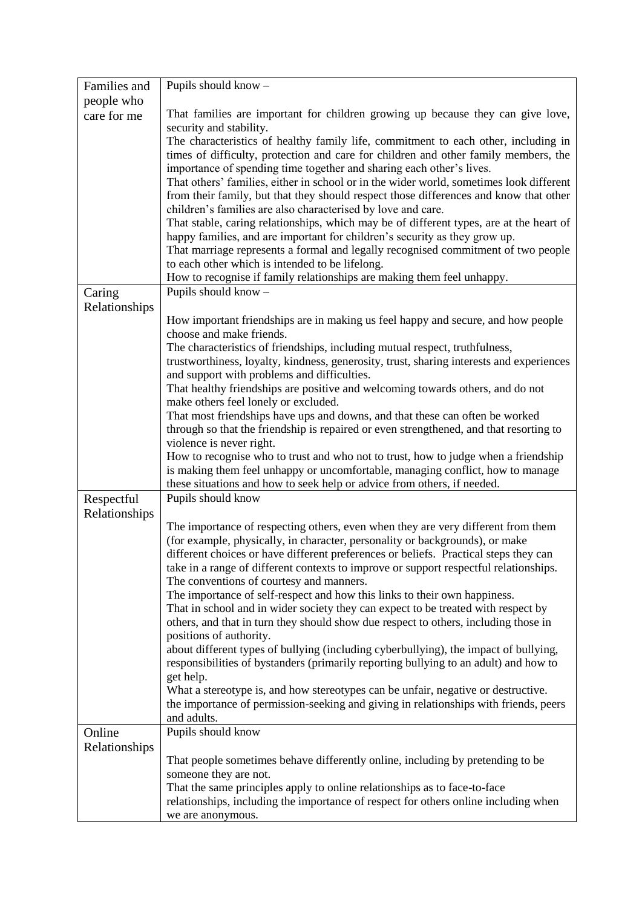| | |
|---|---|
| Families and people who care for me | Pupils should know – <br><br> That families are important for children growing up because they can give love, security and stability. <br> The characteristics of healthy family life, commitment to each other, including in times of difficulty, protection and care for children and other family members, the importance of spending time together and sharing each other's lives. <br> That others' families, either in school or in the wider world, sometimes look different from their family, but that they should respect those differences and know that other children's families are also characterised by love and care. <br> That stable, caring relationships, which may be of different types, are at the heart of happy families, and are important for children's security as they grow up. <br> That marriage represents a formal and legally recognised commitment of two people to each other which is intended to be lifelong. <br> How to recognise if family relationships are making them feel unhappy. |
| Caring Relationships | Pupils should know – <br><br> How important friendships are in making us feel happy and secure, and how people choose and make friends. <br> The characteristics of friendships, including mutual respect, truthfulness, trustworthiness, loyalty, kindness, generosity, trust, sharing interests and experiences and support with problems and difficulties. <br> That healthy friendships are positive and welcoming towards others, and do not make others feel lonely or excluded. <br> That most friendships have ups and downs, and that these can often be worked through so that the friendship is repaired or even strengthened, and that resorting to violence is never right. <br> How to recognise who to trust and who not to trust, how to judge when a friendship is making them feel unhappy or uncomfortable, managing conflict, how to manage these situations and how to seek help or advice from others, if needed. |
| Respectful Relationships | Pupils should know <br><br> The importance of respecting others, even when they are very different from them (for example, physically, in character, personality or backgrounds), or make different choices or have different preferences or beliefs. Practical steps they can take in a range of different contexts to improve or support respectful relationships. <br> The conventions of courtesy and manners. <br> The importance of self-respect and how this links to their own happiness. <br> That in school and in wider society they can expect to be treated with respect by others, and that in turn they should show due respect to others, including those in positions of authority. <br> about different types of bullying (including cyberbullying), the impact of bullying, responsibilities of bystanders (primarily reporting bullying to an adult) and how to get help. <br> What a stereotype is, and how stereotypes can be unfair, negative or destructive. <br> the importance of permission-seeking and giving in relationships with friends, peers and adults. |
| Online Relationships | Pupils should know <br><br> That people sometimes behave differently online, including by pretending to be someone they are not. <br> That the same principles apply to online relationships as to face-to-face relationships, including the importance of respect for others online including when we are anonymous. |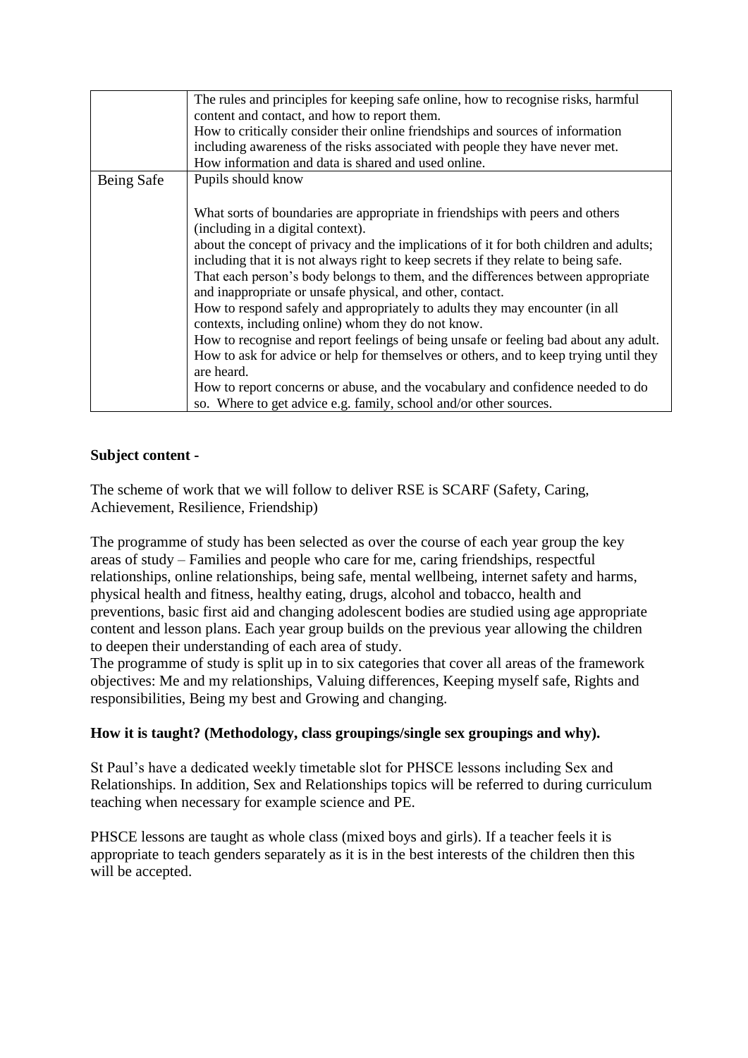|  |  |
| --- | --- |
|  | The rules and principles for keeping safe online, how to recognise risks, harmful content and contact, and how to report them.<br>How to critically consider their online friendships and sources of information including awareness of the risks associated with people they have never met.<br>How information and data is shared and used online. |
| Being Safe | Pupils should know<br><br>What sorts of boundaries are appropriate in friendships with peers and others (including in a digital context).<br>about the concept of privacy and the implications of it for both children and adults; including that it is not always right to keep secrets if they relate to being safe.<br>That each person's body belongs to them, and the differences between appropriate and inappropriate or unsafe physical, and other, contact.<br>How to respond safely and appropriately to adults they may encounter (in all contexts, including online) whom they do not know.<br>How to recognise and report feelings of being unsafe or feeling bad about any adult.<br>How to ask for advice or help for themselves or others, and to keep trying until they are heard.<br>How to report concerns or abuse, and the vocabulary and confidence needed to do so. Where to get advice e.g. family, school and/or other sources. |

**Subject content -**

The scheme of work that we will follow to deliver RSE is SCARF (Safety, Caring, Achievement, Resilience, Friendship)

The programme of study has been selected as over the course of each year group the key areas of study – Families and people who care for me, caring friendships, respectful relationships, online relationships, being safe, mental wellbeing, internet safety and harms, physical health and fitness, healthy eating, drugs, alcohol and tobacco, health and preventions, basic first aid and changing adolescent bodies are studied using age appropriate content and lesson plans. Each year group builds on the previous year allowing the children to deepen their understanding of each area of study.
The programme of study is split up in to six categories that cover all areas of the framework objectives: Me and my relationships, Valuing differences, Keeping myself safe, Rights and responsibilities, Being my best and Growing and changing.

**How it is taught? (Methodology, class groupings/single sex groupings and why).**

St Paul's have a dedicated weekly timetable slot for PHSCE lessons including Sex and Relationships. In addition, Sex and Relationships topics will be referred to during curriculum teaching when necessary for example science and PE.

PHSCE lessons are taught as whole class (mixed boys and girls). If a teacher feels it is appropriate to teach genders separately as it is in the best interests of the children then this will be accepted.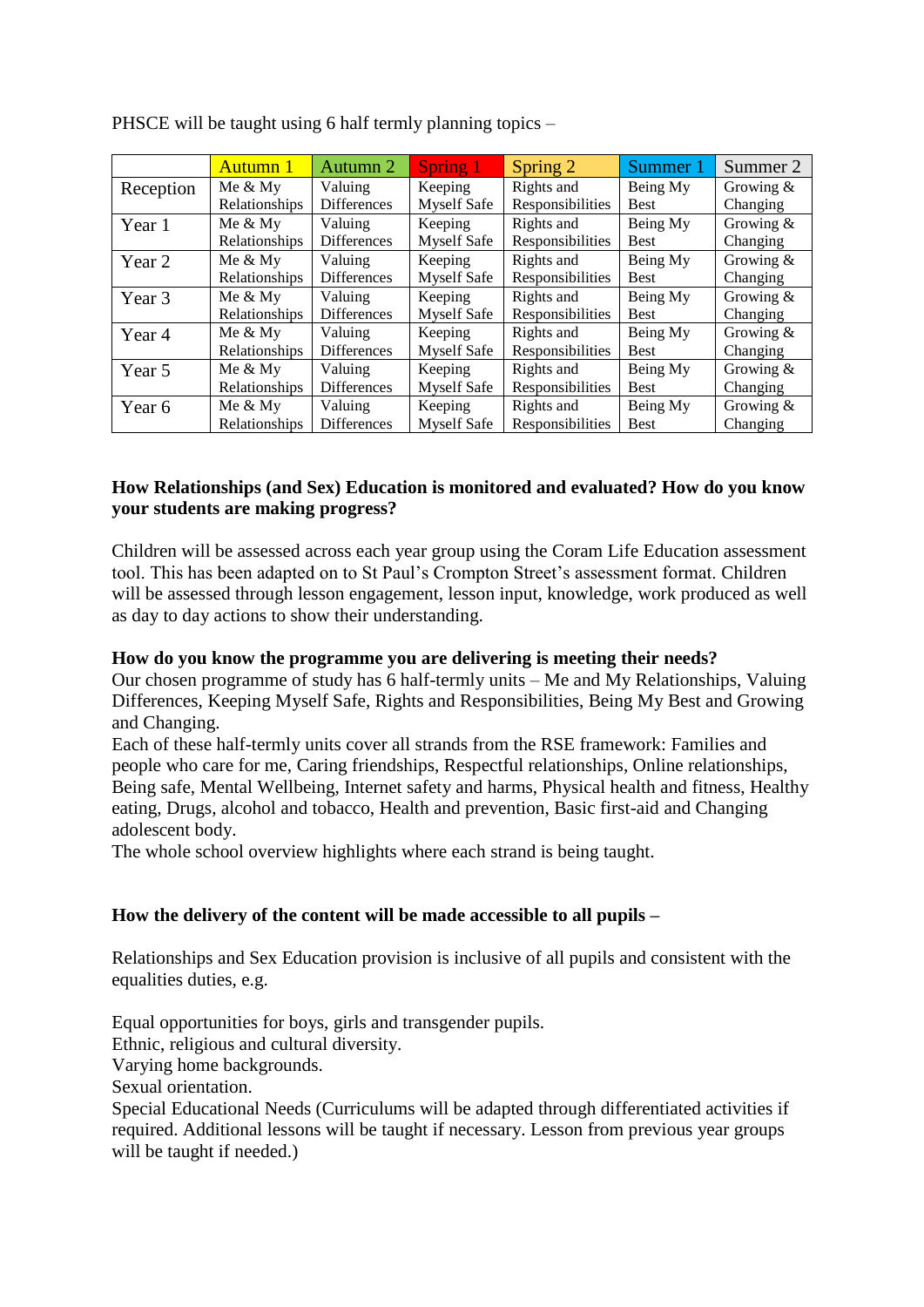PHSCE will be taught using 6 half termly planning topics –

| | Autumn 1 | Autumn 2 | Spring 1 | Spring 2 | Summer 1 | Summer 2 |
|---|---|---|---|---|---|---|
| Reception | Me & My Relationships | Valuing Differences | Keeping Myself Safe | Rights and Responsibilities | Being My Best | Growing & Changing |
| Year 1 | Me & My Relationships | Valuing Differences | Keeping Myself Safe | Rights and Responsibilities | Being My Best | Growing & Changing |
| Year 2 | Me & My Relationships | Valuing Differences | Keeping Myself Safe | Rights and Responsibilities | Being My Best | Growing & Changing |
| Year 3 | Me & My Relationships | Valuing Differences | Keeping Myself Safe | Rights and Responsibilities | Being My Best | Growing & Changing |
| Year 4 | Me & My Relationships | Valuing Differences | Keeping Myself Safe | Rights and Responsibilities | Being My Best | Growing & Changing |
| Year 5 | Me & My Relationships | Valuing Differences | Keeping Myself Safe | Rights and Responsibilities | Being My Best | Growing & Changing |
| Year 6 | Me & My Relationships | Valuing Differences | Keeping Myself Safe | Rights and Responsibilities | Being My Best | Growing & Changing |

**How Relationships (and Sex) Education is monitored and evaluated? How do you know your students are making progress?**

Children will be assessed across each year group using the Coram Life Education assessment tool. This has been adapted on to St Paul's Crompton Street's assessment format. Children will be assessed through lesson engagement, lesson input, knowledge, work produced as well as day to day actions to show their understanding.

**How do you know the programme you are delivering is meeting their needs?**

Our chosen programme of study has 6 half-termly units – Me and My Relationships, Valuing Differences, Keeping Myself Safe, Rights and Responsibilities, Being My Best and Growing and Changing.

Each of these half-termly units cover all strands from the RSE framework: Families and people who care for me, Caring friendships, Respectful relationships, Online relationships, Being safe, Mental Wellbeing, Internet safety and harms, Physical health and fitness, Healthy eating, Drugs, alcohol and tobacco, Health and prevention, Basic first-aid and Changing adolescent body.

The whole school overview highlights where each strand is being taught.

**How the delivery of the content will be made accessible to all pupils –**

Relationships and Sex Education provision is inclusive of all pupils and consistent with the equalities duties, e.g.

Equal opportunities for boys, girls and transgender pupils.
Ethnic, religious and cultural diversity.
Varying home backgrounds.
Sexual orientation.
Special Educational Needs (Curriculums will be adapted through differentiated activities if required. Additional lessons will be taught if necessary. Lesson from previous year groups will be taught if needed.)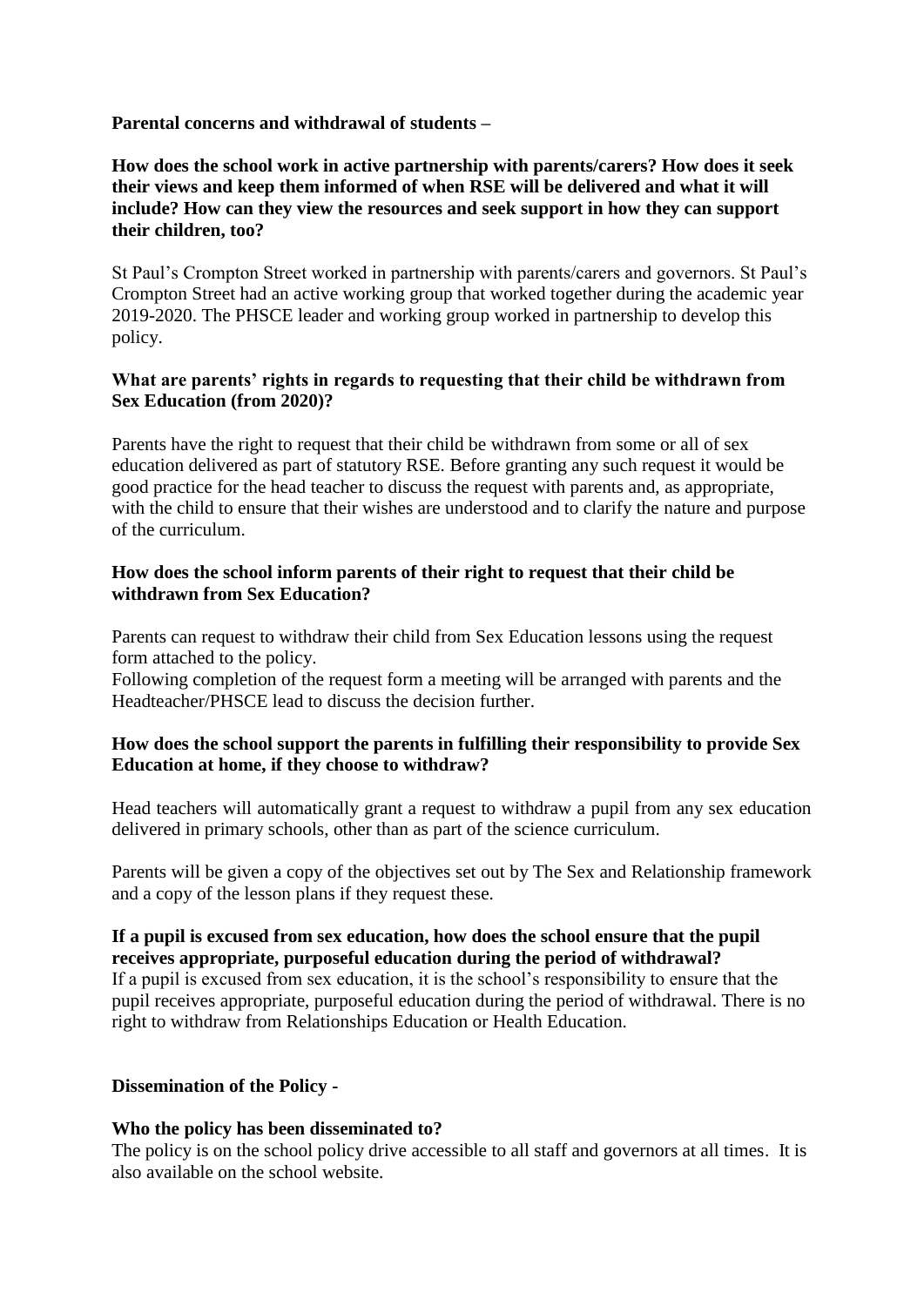**Parental concerns and withdrawal of students –**

**How does the school work in active partnership with parents/carers? How does it seek their views and keep them informed of when RSE will be delivered and what it will include? How can they view the resources and seek support in how they can support their children, too?**

St Paul's Crompton Street worked in partnership with parents/carers and governors. St Paul's Crompton Street had an active working group that worked together during the academic year 2019-2020. The PHSCE leader and working group worked in partnership to develop this policy.

**What are parents' rights in regards to requesting that their child be withdrawn from Sex Education (from 2020)?**

Parents have the right to request that their child be withdrawn from some or all of sex education delivered as part of statutory RSE. Before granting any such request it would be good practice for the head teacher to discuss the request with parents and, as appropriate, with the child to ensure that their wishes are understood and to clarify the nature and purpose of the curriculum.

**How does the school inform parents of their right to request that their child be withdrawn from Sex Education?**

Parents can request to withdraw their child from Sex Education lessons using the request form attached to the policy.
Following completion of the request form a meeting will be arranged with parents and the Headteacher/PHSCE lead to discuss the decision further.

**How does the school support the parents in fulfilling their responsibility to provide Sex Education at home, if they choose to withdraw?**

Head teachers will automatically grant a request to withdraw a pupil from any sex education delivered in primary schools, other than as part of the science curriculum.

Parents will be given a copy of the objectives set out by The Sex and Relationship framework and a copy of the lesson plans if they request these.

**If a pupil is excused from sex education, how does the school ensure that the pupil receives appropriate, purposeful education during the period of withdrawal?**
If a pupil is excused from sex education, it is the school's responsibility to ensure that the pupil receives appropriate, purposeful education during the period of withdrawal. There is no right to withdraw from Relationships Education or Health Education.

**Dissemination of the Policy -**

**Who the policy has been disseminated to?**
The policy is on the school policy drive accessible to all staff and governors at all times. It is also available on the school website.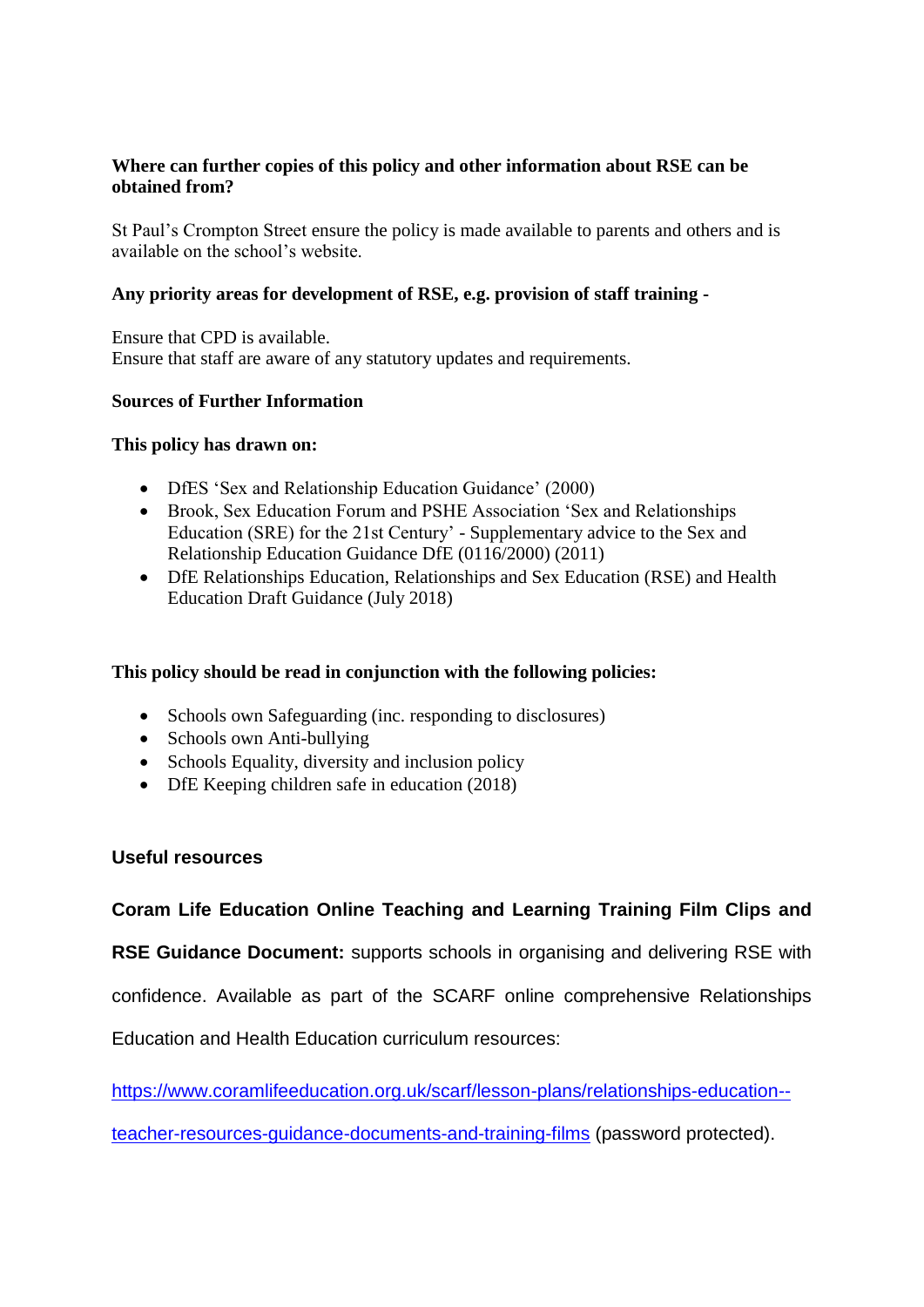**Where can further copies of this policy and other information about RSE can be obtained from?**

St Paul's Crompton Street ensure the policy is made available to parents and others and is available on the school's website.

**Any priority areas for development of RSE, e.g. provision of staff training -**

Ensure that CPD is available.
Ensure that staff are aware of any statutory updates and requirements.

**Sources of Further Information**

**This policy has drawn on:**

- DfES 'Sex and Relationship Education Guidance' (2000)
- Brook, Sex Education Forum and PSHE Association 'Sex and Relationships Education (SRE) for the 21st Century' - Supplementary advice to the Sex and Relationship Education Guidance DfE (0116/2000) (2011)
- DfE Relationships Education, Relationships and Sex Education (RSE) and Health Education Draft Guidance (July 2018)

**This policy should be read in conjunction with the following policies:**

- Schools own Safeguarding (inc. responding to disclosures)
- Schools own Anti-bullying
- Schools Equality, diversity and inclusion policy
- DfE Keeping children safe in education (2018)

**Useful resources**

**Coram Life Education Online Teaching and Learning Training Film Clips and RSE Guidance Document:** supports schools in organising and delivering RSE with confidence. Available as part of the SCARF online comprehensive Relationships Education and Health Education curriculum resources:

https://www.coramlifeeducation.org.uk/scarf/lesson-plans/relationships-education--teacher-resources-guidance-documents-and-training-films (password protected).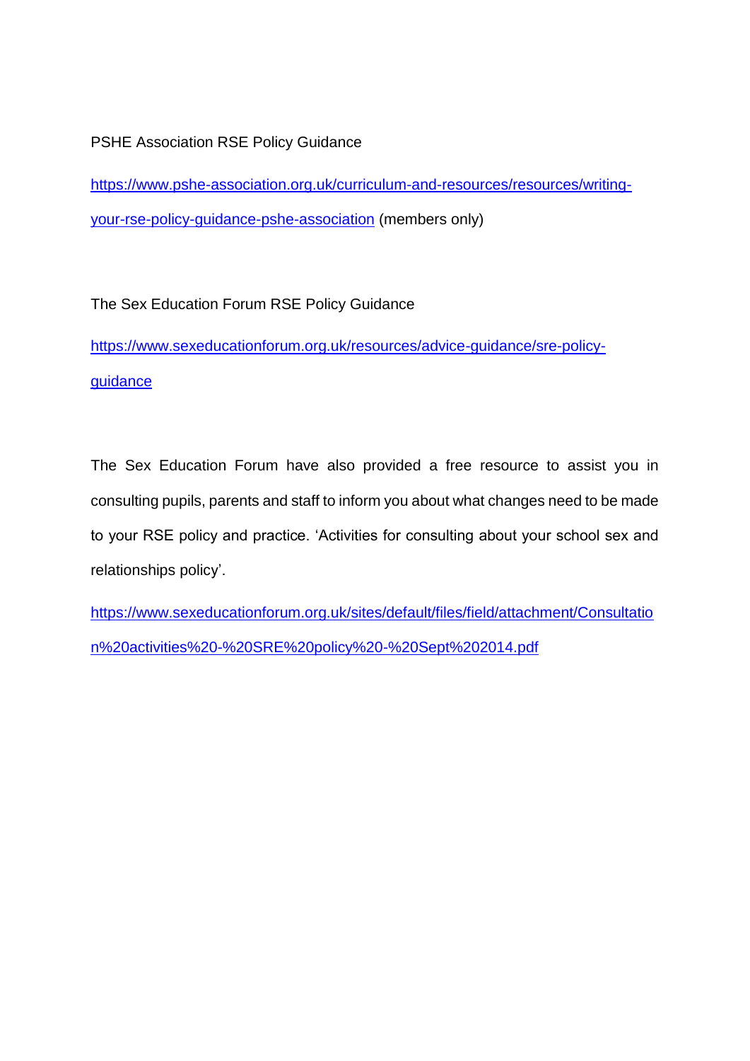PSHE Association RSE Policy Guidance

https://www.pshe-association.org.uk/curriculum-and-resources/resources/writing-your-rse-policy-guidance-pshe-association (members only)

The Sex Education Forum RSE Policy Guidance

https://www.sexeducationforum.org.uk/resources/advice-guidance/sre-policy-guidance

The Sex Education Forum have also provided a free resource to assist you in consulting pupils, parents and staff to inform you about what changes need to be made to your RSE policy and practice. 'Activities for consulting about your school sex and relationships policy'.

https://www.sexeducationforum.org.uk/sites/default/files/field/attachment/Consultation%20activities%20-%20SRE%20policy%20-%20Sept%202014.pdf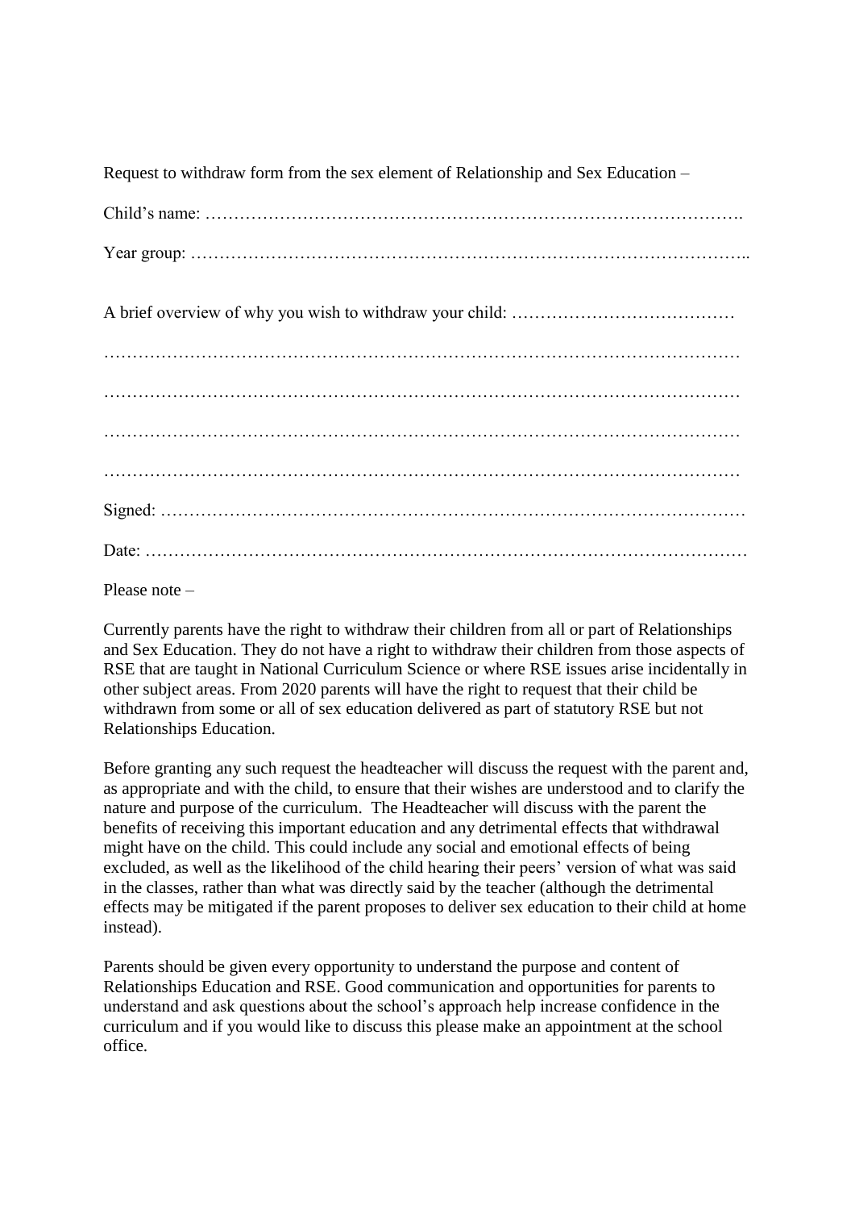Request to withdraw form from the sex element of Relationship and Sex Education –

Child's name: ……………………………………………………………………………….

Year group: ……………………………………………………………………………………..

A brief overview of why you wish to withdraw your child: …………………………………

…………………………………………………………………………………………………

…………………………………………………………………………………………………

…………………………………………………………………………………………………

…………………………………………………………………………………………………

Signed: ………………………………………………………………………………………

Date: …………………………………………………………………………………………

Please note –

Currently parents have the right to withdraw their children from all or part of Relationships and Sex Education. They do not have a right to withdraw their children from those aspects of RSE that are taught in National Curriculum Science or where RSE issues arise incidentally in other subject areas. From 2020 parents will have the right to request that their child be withdrawn from some or all of sex education delivered as part of statutory RSE but not Relationships Education.

Before granting any such request the headteacher will discuss the request with the parent and, as appropriate and with the child, to ensure that their wishes are understood and to clarify the nature and purpose of the curriculum. The Headteacher will discuss with the parent the benefits of receiving this important education and any detrimental effects that withdrawal might have on the child. This could include any social and emotional effects of being excluded, as well as the likelihood of the child hearing their peers' version of what was said in the classes, rather than what was directly said by the teacher (although the detrimental effects may be mitigated if the parent proposes to deliver sex education to their child at home instead).

Parents should be given every opportunity to understand the purpose and content of Relationships Education and RSE. Good communication and opportunities for parents to understand and ask questions about the school's approach help increase confidence in the curriculum and if you would like to discuss this please make an appointment at the school office.